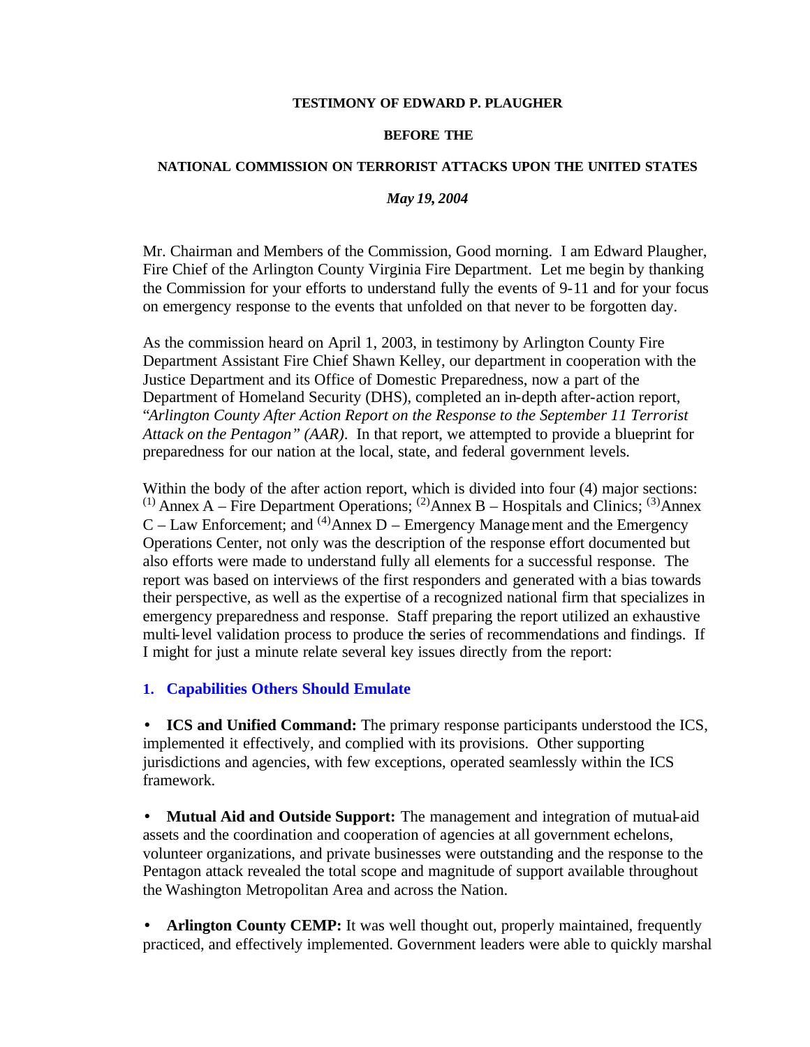**TESTIMONY OF EDWARD P. PLAUGHER**

**BEFORE THE**

**NATIONAL COMMISSION ON TERRORIST ATTACKS UPON THE UNITED STATES**

***May 19, 2004***

Mr. Chairman and Members of the Commission, Good morning. I am Edward Plaugher, Fire Chief of the Arlington County Virginia Fire Department. Let me begin by thanking the Commission for your efforts to understand fully the events of 9-11 and for your focus on emergency response to the events that unfolded on that never to be forgotten day.

As the commission heard on April 1, 2003, in testimony by Arlington County Fire Department Assistant Fire Chief Shawn Kelley, our department in cooperation with the Justice Department and its Office of Domestic Preparedness, now a part of the Department of Homeland Security (DHS), completed an in-depth after-action report, "*Arlington County After Action Report on the Response to the September 11 Terrorist Attack on the Pentagon" (AAR)*. In that report, we attempted to provide a blueprint for preparedness for our nation at the local, state, and federal government levels.

Within the body of the after action report, which is divided into four (4) major sections: (1) Annex A – Fire Department Operations; (2) Annex B – Hospitals and Clinics; (3) Annex C – Law Enforcement; and (4) Annex D – Emergency Management and the Emergency Operations Center, not only was the description of the response effort documented but also efforts were made to understand fully all elements for a successful response. The report was based on interviews of the first responders and generated with a bias towards their perspective, as well as the expertise of a recognized national firm that specializes in emergency preparedness and response. Staff preparing the report utilized an exhaustive multi-level validation process to produce the series of recommendations and findings. If I might for just a minute relate several key issues directly from the report:

### 1. Capabilities Others Should Emulate

- **ICS and Unified Command:** The primary response participants understood the ICS, implemented it effectively, and complied with its provisions. Other supporting jurisdictions and agencies, with few exceptions, operated seamlessly within the ICS framework.

- **Mutual Aid and Outside Support:** The management and integration of mutual-aid assets and the coordination and cooperation of agencies at all government echelons, volunteer organizations, and private businesses were outstanding and the response to the Pentagon attack revealed the total scope and magnitude of support available throughout the Washington Metropolitan Area and across the Nation.

- **Arlington County CEMP:** It was well thought out, properly maintained, frequently practiced, and effectively implemented. Government leaders were able to quickly marshal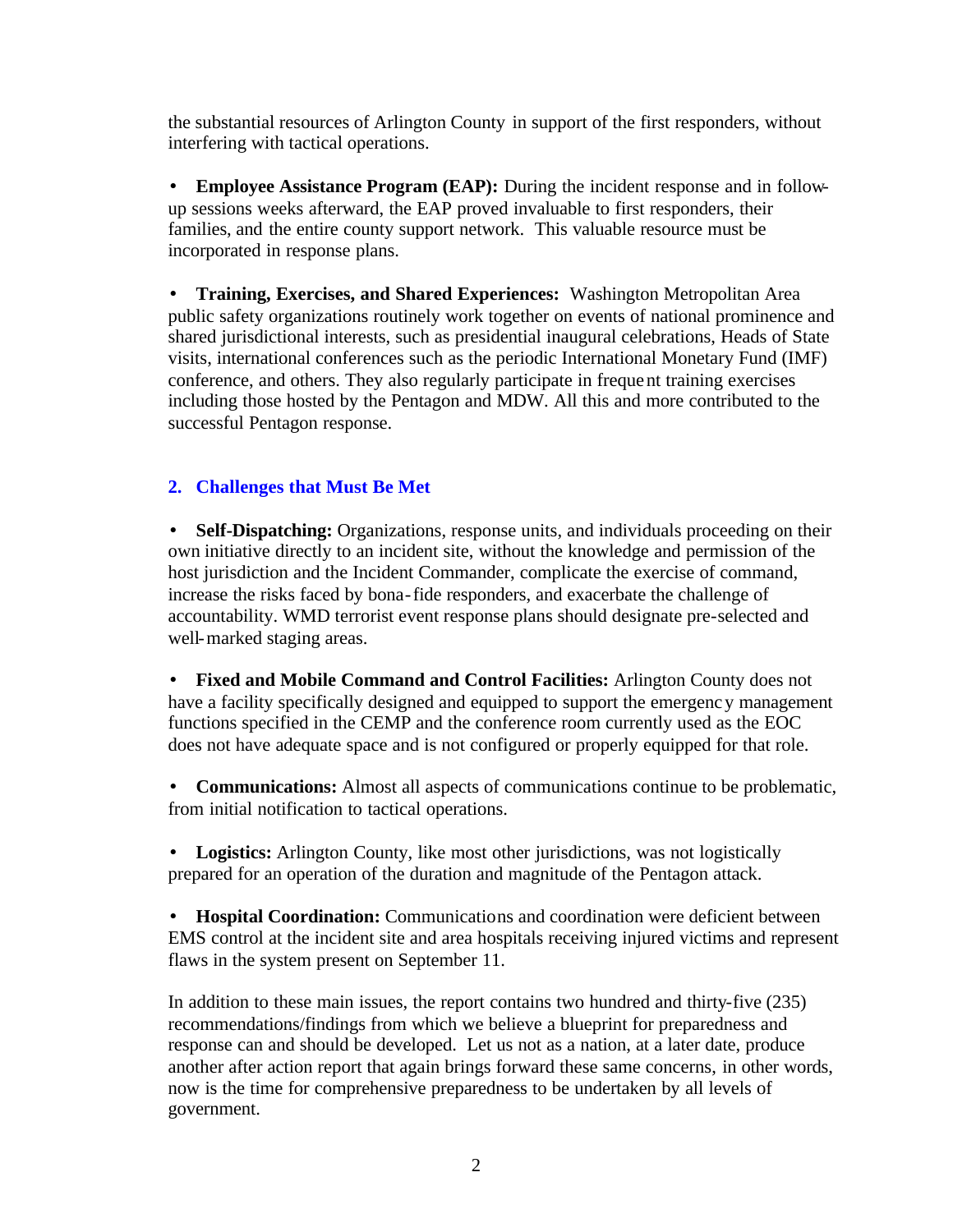the substantial resources of Arlington County in support of the first responders, without interfering with tactical operations.

- **Employee Assistance Program (EAP):** During the incident response and in follow-up sessions weeks afterward, the EAP proved invaluable to first responders, their families, and the entire county support network. This valuable resource must be incorporated in response plans.

- **Training, Exercises, and Shared Experiences:** Washington Metropolitan Area public safety organizations routinely work together on events of national prominence and shared jurisdictional interests, such as presidential inaugural celebrations, Heads of State visits, international conferences such as the periodic International Monetary Fund (IMF) conference, and others. They also regularly participate in frequent training exercises including those hosted by the Pentagon and MDW. All this and more contributed to the successful Pentagon response.

## 2. Challenges that Must Be Met

- **Self-Dispatching:** Organizations, response units, and individuals proceeding on their own initiative directly to an incident site, without the knowledge and permission of the host jurisdiction and the Incident Commander, complicate the exercise of command, increase the risks faced by bona-fide responders, and exacerbate the challenge of accountability. WMD terrorist event response plans should designate pre-selected and well-marked staging areas.

- **Fixed and Mobile Command and Control Facilities:** Arlington County does not have a facility specifically designed and equipped to support the emergency management functions specified in the CEMP and the conference room currently used as the EOC does not have adequate space and is not configured or properly equipped for that role.

- **Communications:** Almost all aspects of communications continue to be problematic, from initial notification to tactical operations.

- **Logistics:** Arlington County, like most other jurisdictions, was not logistically prepared for an operation of the duration and magnitude of the Pentagon attack.

- **Hospital Coordination:** Communications and coordination were deficient between EMS control at the incident site and area hospitals receiving injured victims and represent flaws in the system present on September 11.

In addition to these main issues, the report contains two hundred and thirty-five (235) recommendations/findings from which we believe a blueprint for preparedness and response can and should be developed. Let us not as a nation, at a later date, produce another after action report that again brings forward these same concerns, in other words, now is the time for comprehensive preparedness to be undertaken by all levels of government.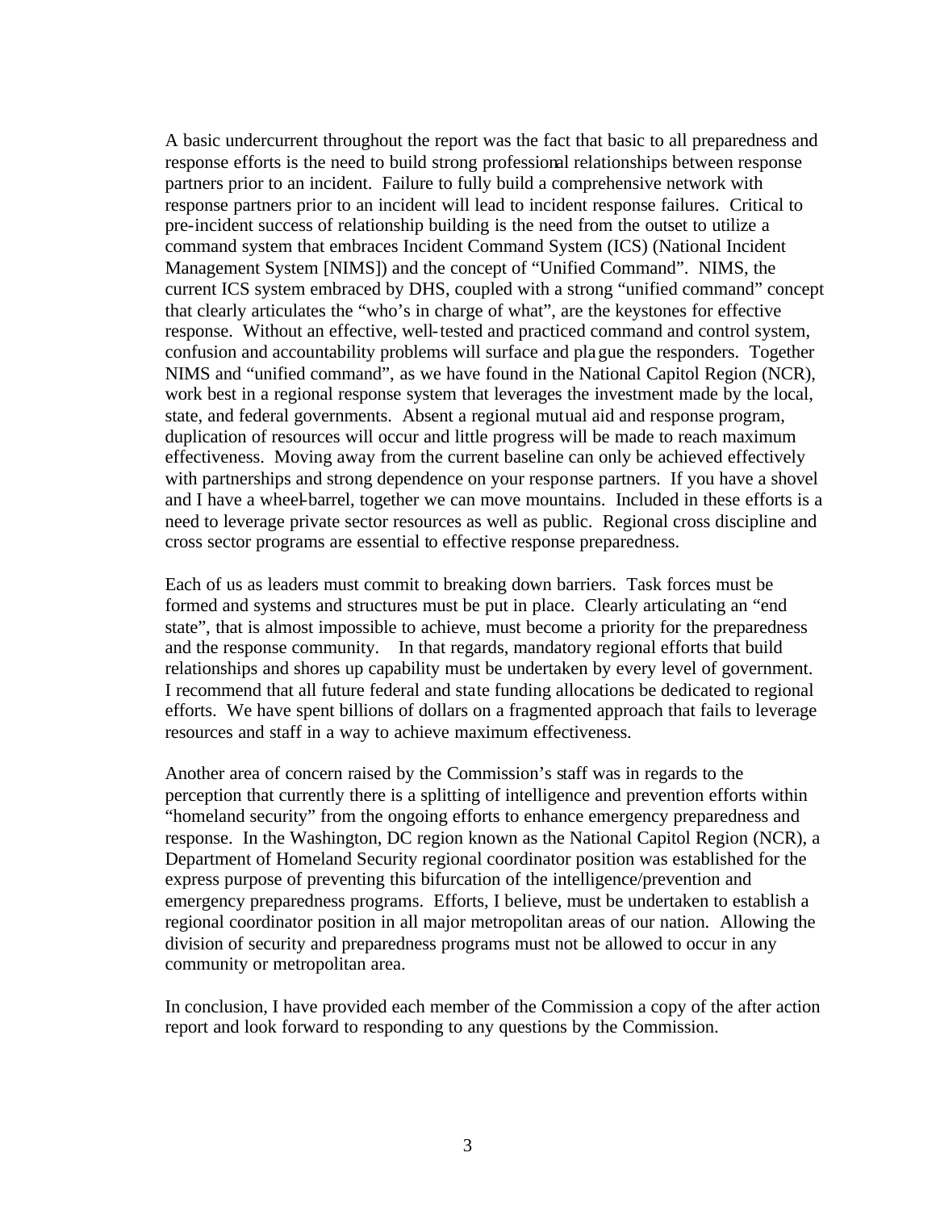A basic undercurrent throughout the report was the fact that basic to all preparedness and response efforts is the need to build strong professional relationships between response partners prior to an incident. Failure to fully build a comprehensive network with response partners prior to an incident will lead to incident response failures. Critical to pre-incident success of relationship building is the need from the outset to utilize a command system that embraces Incident Command System (ICS) (National Incident Management System [NIMS]) and the concept of "Unified Command". NIMS, the current ICS system embraced by DHS, coupled with a strong "unified command" concept that clearly articulates the "who's in charge of what", are the keystones for effective response. Without an effective, well-tested and practiced command and control system, confusion and accountability problems will surface and plague the responders. Together NIMS and "unified command", as we have found in the National Capitol Region (NCR), work best in a regional response system that leverages the investment made by the local, state, and federal governments. Absent a regional mutual aid and response program, duplication of resources will occur and little progress will be made to reach maximum effectiveness. Moving away from the current baseline can only be achieved effectively with partnerships and strong dependence on your response partners. If you have a shovel and I have a wheel-barrel, together we can move mountains. Included in these efforts is a need to leverage private sector resources as well as public. Regional cross discipline and cross sector programs are essential to effective response preparedness.

Each of us as leaders must commit to breaking down barriers. Task forces must be formed and systems and structures must be put in place. Clearly articulating an "end state", that is almost impossible to achieve, must become a priority for the preparedness and the response community. In that regards, mandatory regional efforts that build relationships and shores up capability must be undertaken by every level of government. I recommend that all future federal and state funding allocations be dedicated to regional efforts. We have spent billions of dollars on a fragmented approach that fails to leverage resources and staff in a way to achieve maximum effectiveness.

Another area of concern raised by the Commission's staff was in regards to the perception that currently there is a splitting of intelligence and prevention efforts within "homeland security" from the ongoing efforts to enhance emergency preparedness and response. In the Washington, DC region known as the National Capitol Region (NCR), a Department of Homeland Security regional coordinator position was established for the express purpose of preventing this bifurcation of the intelligence/prevention and emergency preparedness programs. Efforts, I believe, must be undertaken to establish a regional coordinator position in all major metropolitan areas of our nation. Allowing the division of security and preparedness programs must not be allowed to occur in any community or metropolitan area.

In conclusion, I have provided each member of the Commission a copy of the after action report and look forward to responding to any questions by the Commission.